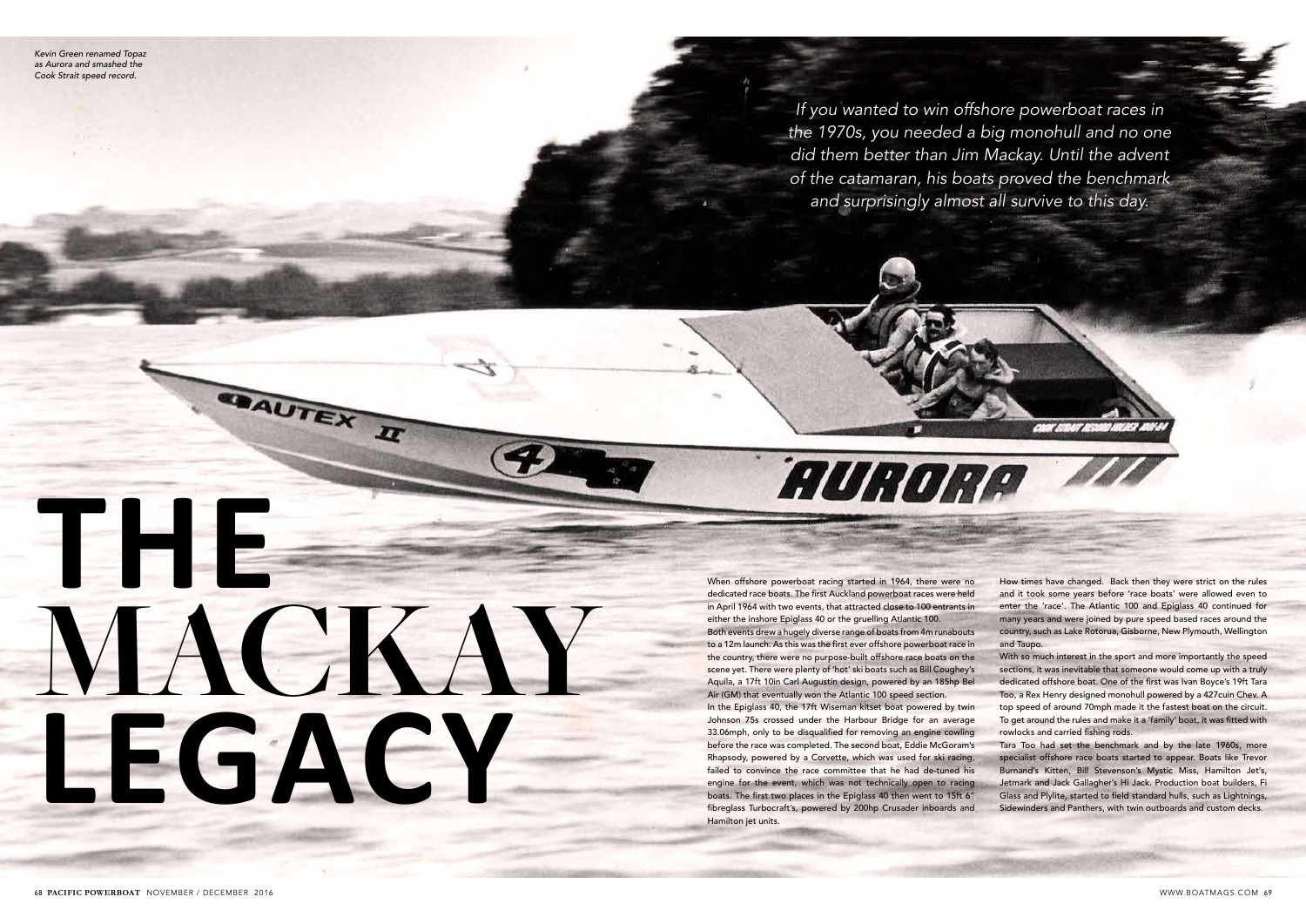*Kevin Green renamed Topaz as Aurora and smashed the Cook Strait speed record.*

*If you wanted to win offshore powerboat races in the 1970s, you needed a big monohull and no one did them better than Jim Mackay. Until the advent of the catamaran, his boats proved the benchmark and surprisingly almost all survive to this day.*

# THE MACKAY LEGACY

When offshore powerboat racing started in 1964, there were no dedicated race boats. The first Auckland powerboat races were held in April 1964 with two events, that attracted close to 100 entrants in either the inshore Epiglass 40 or the gruelling Atlantic 100.

Both events drew a hugely diverse range of boats from 4m runabouts to a 12m launch. As this was the first ever offshore powerboat race in the country, there were no purpose-built offshore race boats on the scene yet. There were plenty of 'hot' ski boats such as Bill Coughey's Aquila, a 17ft 10in Carl Augustin design, powered by an 185hp Bel Air (GM) that eventually won the Atlantic 100 speed section.

In the Epiglass 40, the 17ft Wiseman kitset boat powered by twin Johnson 75s crossed under the Harbour Bridge for an average 33.06mph, only to be disqualified for removing an engine cowling before the race was completed. The second boat, Eddie McGoram's Rhapsody, powered by a Corvette, which was used for ski racing, failed to convince the race committee that he had de-tuned his engine for the event, which was not technically open to racing boats. The first two places in the Epiglass 40 then went to 15ft 6" fibreglass Turbocraft's, powered by 200hp Crusader inboards and Hamilton jet units.

How times have changed. Back then they were strict on the rules and it took some years before 'race boats' were allowed even to enter the 'race'. The Atlantic 100 and Epiglass 40 continued for many years and were joined by pure speed based races around the country, such as Lake Rotorua, Gisborne, New Plymouth, Wellington and Taupo.

With so much interest in the sport and more importantly the speed sections, it was inevitable that someone would come up with a truly dedicated offshore boat. One of the first was Ivan Boyce's 19ft Tara Too, a Rex Henry designed monohull powered by a 427cuin Chev. A top speed of around 70mph made it the fastest boat on the circuit. To get around the rules and make it a 'family' boat, it was fitted with rowlocks and carried fishing rods.

Tara Too had set the benchmark and by the late 1960s, more specialist offshore race boats started to appear. Boats like Trevor Burnand's Kitten, Bill Stevenson's Mystic Miss, Hamilton Jet's, Jetmark and Jack Gallagher's Hi Jack. Production boat builders, Fi Glass and Plylite, started to field standard hulls, such as Lightnings, Sidewinders and Panthers, with twin outboards and custom decks.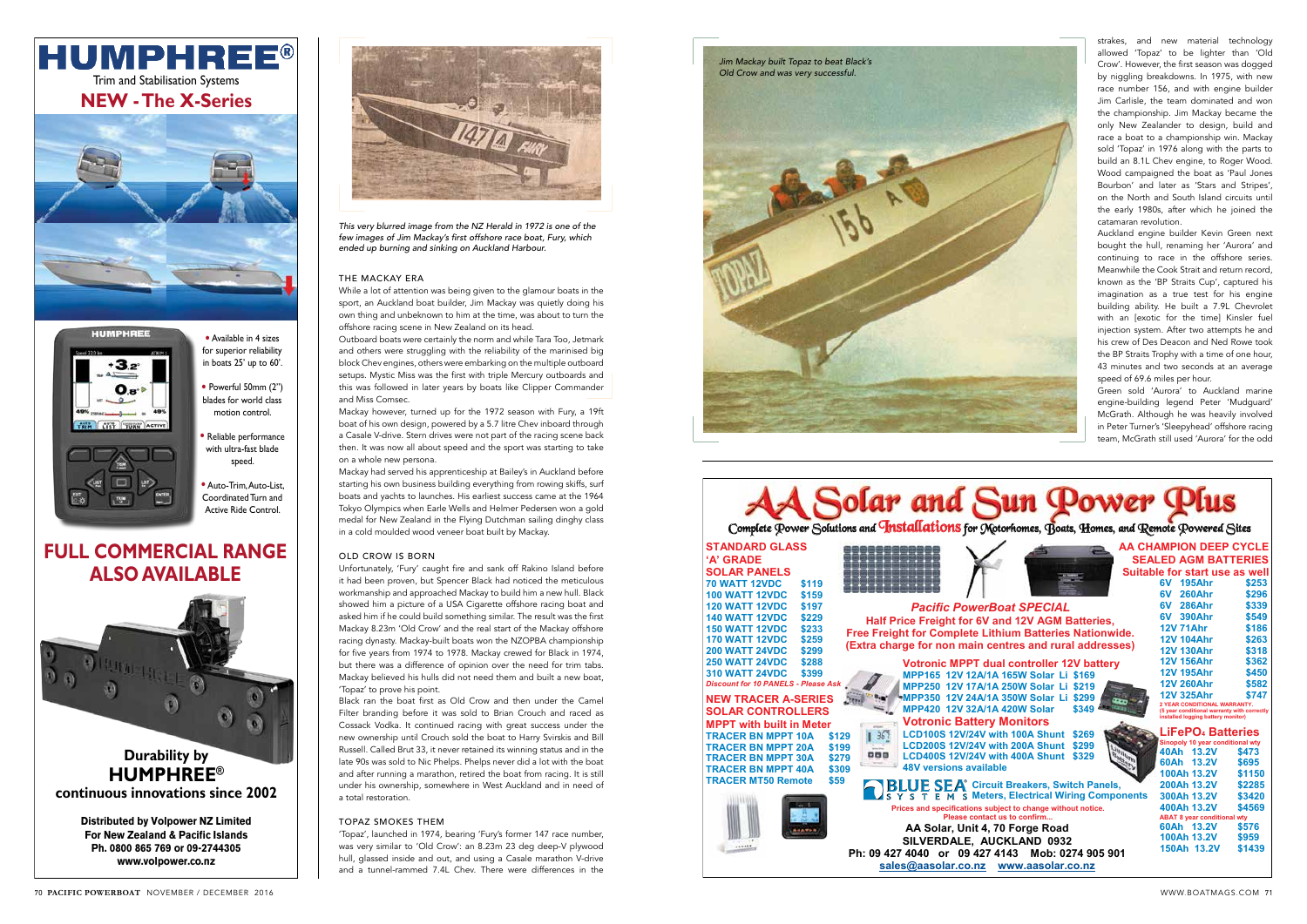# HUMPHREE®

Trim and Stabilisation Systems

## NEW - The X-Series

- Available in 4 sizes for superior reliability in boats 25' up to 60'.
- Powerful 50mm (2") blades for world class motion control.
- Reliable performance with ultra-fast blade speed.
- Auto-Trim, Auto-List, Coordinated Turn and Active Ride Control.

## FULL COMMERCIAL RANGE ALSO AVAILABLE

**Durability by HUMPHREE®**

**continuous innovations since 2002**

**Distributed by Volpower NZ Limited**
**For New Zealand & Pacific Islands**
**Ph. 0800 865 769 or 09-2744305**
**www.volpower.co.nz**

*This very blurred image from the NZ Herald in 1972 is one of the few images of Jim Mackay's first offshore race boat, Fury, which ended up burning and sinking on Auckland Harbour.*

### THE MACKAY ERA

While a lot of attention was being given to the glamour boats in the sport, an Auckland boat builder, Jim Mackay was quietly doing his own thing and unbeknown to him at the time, was about to turn the offshore racing scene in New Zealand on its head.

Outboard boats were certainly the norm and while Tara Too, Jetmark and others were struggling with the reliability of the marinised big block Chev engines, others were embarking on the multiple outboard setups. Mystic Miss was the first with triple Mercury outboards and this was followed in later years by boats like Clipper Commander and Miss Comsec.

Mackay however, turned up for the 1972 season with Fury, a 19ft boat of his own design, powered by a 5.7 litre Chev inboard through a Casale V-drive. Stern drives were not part of the racing scene back then. It was now all about speed and the sport was starting to take on a whole new persona.

Mackay had served his apprenticeship at Bailey's in Auckland before starting his own business building everything from rowing skiffs, surf boats and yachts to launches. His earliest success came at the 1964 Tokyo Olympics when Earle Wells and Helmer Pedersen won a gold medal for New Zealand in the Flying Dutchman sailing dinghy class in a cold moulded wood veneer boat built by Mackay.

### OLD CROW IS BORN

Unfortunately, 'Fury' caught fire and sank off Rakino Island before it had been proven, but Spencer Black had noticed the meticulous workmanship and approached Mackay to build him a new hull. Black showed him a picture of a USA Cigarette offshore racing boat and asked him if he could build something similar. The result was the first Mackay 8.23m 'Old Crow' and the real start of the Mackay offshore racing dynasty. Mackay-built boats won the NZOPBA championship for five years from 1974 to 1978. Mackay crewed for Black in 1974, but there was a difference of opinion over the need for trim tabs. Mackay believed his hulls did not need them and built a new boat, 'Topaz' to prove his point.

Black ran the boat first as Old Crow and then under the Camel Filter branding before it was sold to Brian Crouch and raced as Cossack Vodka. It continued racing with great success under the new ownership until Crouch sold the boat to Harry Svirskis and Bill Russell. Called Brut 33, it never retained its winning status and in the late 90s was sold to Nic Phelps. Phelps never did a lot with the boat and after running a marathon, retired the boat from racing. It is still under his ownership, somewhere in West Auckland and in need of a total restoration.

### TOPAZ SMOKES THEM

'Topaz', launched in 1974, bearing 'Fury's former 147 race number, was very similar to 'Old Crow': an 8.23m 23 deg deep-V plywood hull, glassed inside and out, and using a Casale marathon V-drive and a tunnel-rammed 7.4L Chev. There were differences in the strakes, and new material technology allowed 'Topaz' to be lighter than 'Old Crow'. However, the first season was dogged by niggling breakdowns. In 1975, with new race number 156, and with engine builder Jim Carlisle, the team dominated and won the championship. Jim Mackay became the only New Zealander to design, build and race a boat to a championship win. Mackay sold 'Topaz' in 1976 along with the parts to build an 8.1L Chev engine, to Roger Wood. Wood campaigned the boat as 'Paul Jones Bourbon' and later as 'Stars and Stripes', on the North and South Island circuits until the early 1980s, after which he joined the catamaran revolution.

*Jim Mackay built Topaz to beat Black's Old Crow and was very successful.*

Auckland engine builder Kevin Green next bought the hull, renaming her 'Aurora' and continuing to race in the offshore series. Meanwhile the Cook Strait and return record, known as the 'BP Straits Cup', captured his imagination as a true test for his engine building ability. He built a 7.9L Chevrolet with an [exotic for the time] Kinsler fuel injection system. After two attempts he and his crew of Des Deacon and Ned Rowe took the BP Straits Trophy with a time of one hour, 43 minutes and two seconds at an average speed of 69.6 miles per hour.

Green sold 'Aurora' to Auckland marine engine-building legend Peter 'Mudguard' McGrath. Although he was heavily involved in Peter Turner's 'Sleepyhead' offshore racing team, McGrath still used 'Aurora' for the odd

# AA Solar and Sun Power Plus

Complete Power Solutions and Installations for Motorhomes, Boats, Homes, and Remote Powered Sites

**STANDARD GLASS 'A' GRADE SOLAR PANELS**

| | |
|---|---|
| 70 WATT 12VDC | $119 |
| 100 WATT 12VDC | $159 |
| 120 WATT 12VDC | $197 |
| 140 WATT 12VDC | $229 |
| 150 WATT 12VDC | $233 |
| 170 WATT 12VDC | $259 |
| 200 WATT 24VDC | $299 |
| 250 WATT 24VDC | $288 |
| 310 WATT 24VDC | $399 |

*Discount for 10 PANELS - Please Ask*

**NEW TRACER A-SERIES SOLAR CONTROLLERS MPPT with built in Meter**

| | |
|---|---|
| TRACER BN MPPT 10A | $129 |
| TRACER BN MPPT 20A | $199 |
| TRACER BN MPPT 30A | $279 |
| TRACER BN MPPT 40A | $309 |
| TRACER MT50 Remote | $59 |

***Pacific PowerBoat SPECIAL***
**Half Price Freight for 6V and 12V AGM Batteries, Free Freight for Complete Lithium Batteries Nationwide. (Extra charge for non main centres and rural addresses)**

**Votronic MPPT dual controller 12V battery**

| | |
|---|---|
| MPP165 12V 12A/1A 165W Solar Li | $169 |
| MPP250 12V 17A/1A 250W Solar Li | $219 |
| MPP350 12V 24A/1A 350W Solar Li | $299 |
| MPP420 12V 32A/1A 420W Solar | $349 |

**Votronic Battery Monitors**

| | |
|---|---|
| LCD100S 12V/24V with 100A Shunt | $269 |
| LCD200S 12V/24V with 200A Shunt | $299 |
| LCD400S 12V/24V with 400A Shunt | $329 |

48V versions available

**BLUE SEA® SYSTEMS Circuit Breakers, Switch Panels, Meters, Electrical Wiring Components**

Prices and specifications subject to change without notice. Please contact us to confirm...

**AA Solar, Unit 4, 70 Forge Road**
**SILVERDALE, AUCKLAND 0932**
**Ph: 09 427 4040 or 09 427 4143 Mob: 0274 905 901**
**sales@aasolar.co.nz www.aasolar.co.nz**

**AA CHAMPION DEEP CYCLE SEALED AGM BATTERIES**
**Suitable for start use as well**

| | |
|---|---|
| 6V 195Ahr | $253 |
| 6V 260Ahr | $296 |
| 6V 286Ahr | $339 |
| 6V 390Ahr | $549 |
| 12V 71Ahr | $186 |
| 12V 104Ahr | $263 |
| 12V 130Ahr | $318 |
| 12V 156Ahr | $362 |
| 12V 195Ahr | $450 |
| 12V 260Ahr | $582 |
| 12V 325Ahr | $747 |

2 YEAR CONDITIONAL WARRANTY. (5 year conditional warranty with correctly installed logging battery monitor)

**LiFePO4 Batteries**
Sinopoly 10 year conditional wty

| | |
|---|---|
| 40Ah 13.2V | $473 |
| 60Ah 13.2V | $695 |
| 100Ah 13.2V | $1150 |
| 200Ah 13.2V | $2285 |
| 300Ah 13.2V | $3420 |
| 400Ah 13.2V | $4569 |

ABAT 8 year conditional wty

| | |
|---|---|
| 60Ah 13.2V | $576 |
| 100Ah 13.2V | $959 |
| 150Ah 13.2V | $1439 |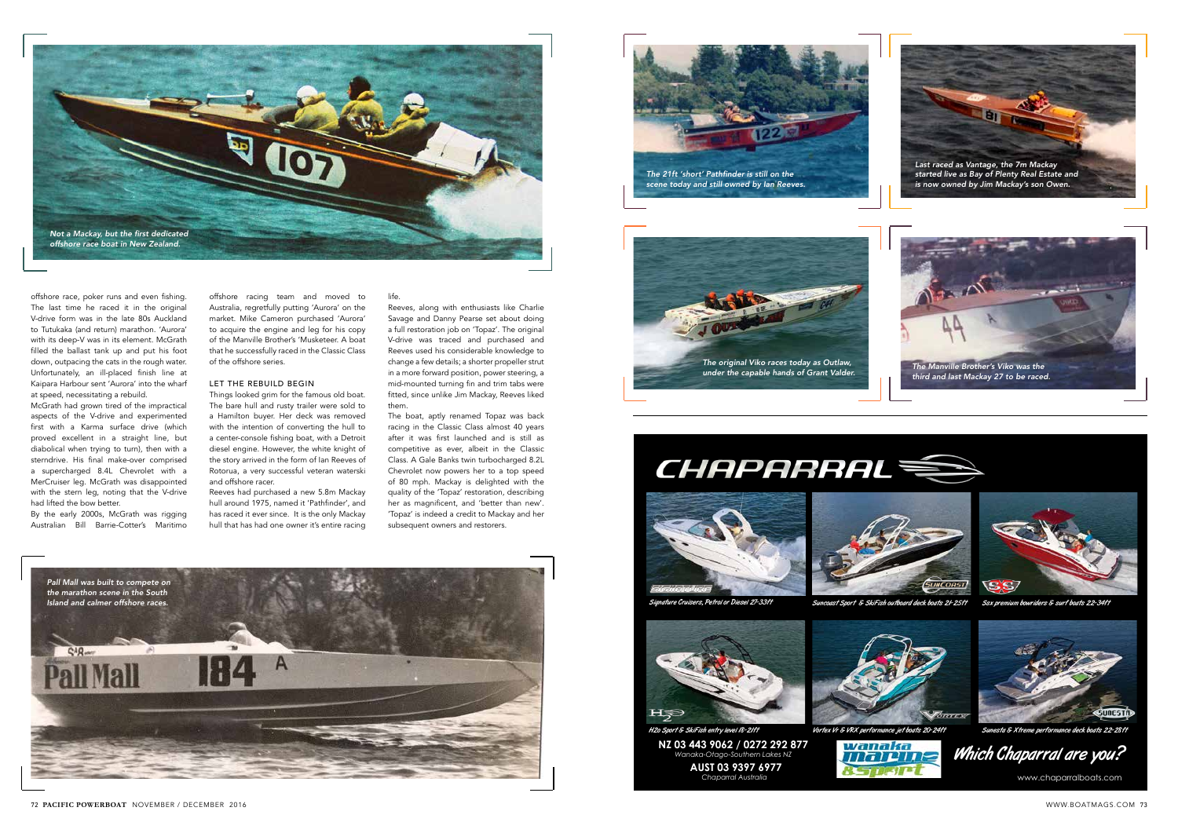Not a Mackay, but the first dedicated offshore race boat in New Zealand.

offshore race, poker runs and even fishing. The last time he raced it in the original V-drive form was in the late 80s Auckland to Tutukaka (and return) marathon. 'Aurora' with its deep-V was in its element. McGrath filled the ballast tank up and put his foot down, outpacing the cats in the rough water. Unfortunately, an ill-placed finish line at Kaipara Harbour sent 'Aurora' into the wharf at speed, necessitating a rebuild.

McGrath had grown tired of the impractical aspects of the V-drive and experimented first with a Karma surface drive (which proved excellent in a straight line, but diabolical when trying to turn), then with a sterndrive. His final make-over comprised a supercharged 8.4L Chevrolet with a MerCruiser leg. McGrath was disappointed with the stern leg, noting that the V-drive had lifted the bow better.

By the early 2000s, McGrath was rigging Australian Bill Barrie-Cotter's Maritimo offshore racing team and moved to Australia, regretfully putting 'Aurora' on the market. Mike Cameron purchased 'Aurora' to acquire the engine and leg for his copy of the Manville Brother's 'Musketeer. A boat that he successfully raced in the Classic Class of the offshore series.

## LET THE REBUILD BEGIN

Things looked grim for the famous old boat. The bare hull and rusty trailer were sold to a Hamilton buyer. Her deck was removed with the intention of converting the hull to a center-console fishing boat, with a Detroit diesel engine. However, the white knight of the story arrived in the form of Ian Reeves of Rotorua, a very successful veteran waterski and offshore racer.

Reeves had purchased a new 5.8m Mackay hull around 1975, named it 'Pathfinder', and has raced it ever since. It is the only Mackay hull that has had one owner it's entire racing life.

Reeves, along with enthusiasts like Charlie Savage and Danny Pearse set about doing a full restoration job on 'Topaz'. The original V-drive was traced and purchased and Reeves used his considerable knowledge to change a few details; a shorter propeller strut in a more forward position, power steering, a mid-mounted turning fin and trim tabs were fitted, since unlike Jim Mackay, Reeves liked them.

The boat, aptly renamed Topaz was back racing in the Classic Class almost 40 years after it was first launched and is still as competitive as ever, albeit in the Classic Class. A Gale Banks twin turbocharged 8.2L Chevrolet now powers her to a top speed of 80 mph. Mackay is delighted with the quality of the 'Topaz' restoration, describing her as magnificent, and 'better than new'. 'Topaz' is indeed a credit to Mackay and her subsequent owners and restorers.

Pall Mall was built to compete on the marathon scene in the South Island and calmer offshore races.

The 21ft 'short' Pathfinder is still on the scene today and still owned by Ian Reeves.

Last raced as Vantage, the 7m Mackay started live as Bay of Plenty Real Estate and is now owned by Jim Mackay's son Owen.

The original Viko races today as Outlaw, under the capable hands of Grant Valder.

The Manville Brother's Viko was the third and last Mackay 27 to be raced.

CHAPARRAL

Signature Cruisers, Petrol or Diesel 27-33ft

Suncoast Sport & SkiFish outboard deck boats 21-25ft

Ssx premium bowriders & surf boats 22-34ft

H2o Sport & SkiFish entry level 18-21ft

Vortex Vr & VRX performance jet boats 20-24ft

Sunesta & Xtreme performance deck boats 22-28ft

**NZ 03 443 9062 / 0272 292 877**
Wanaka-Otago-Southern Lakes NZ

**AUST 03 9397 6977**
Chaparral Australia

Wanaka Marine & Sport

Which Chaparral are you?

www.chaparralboats.com